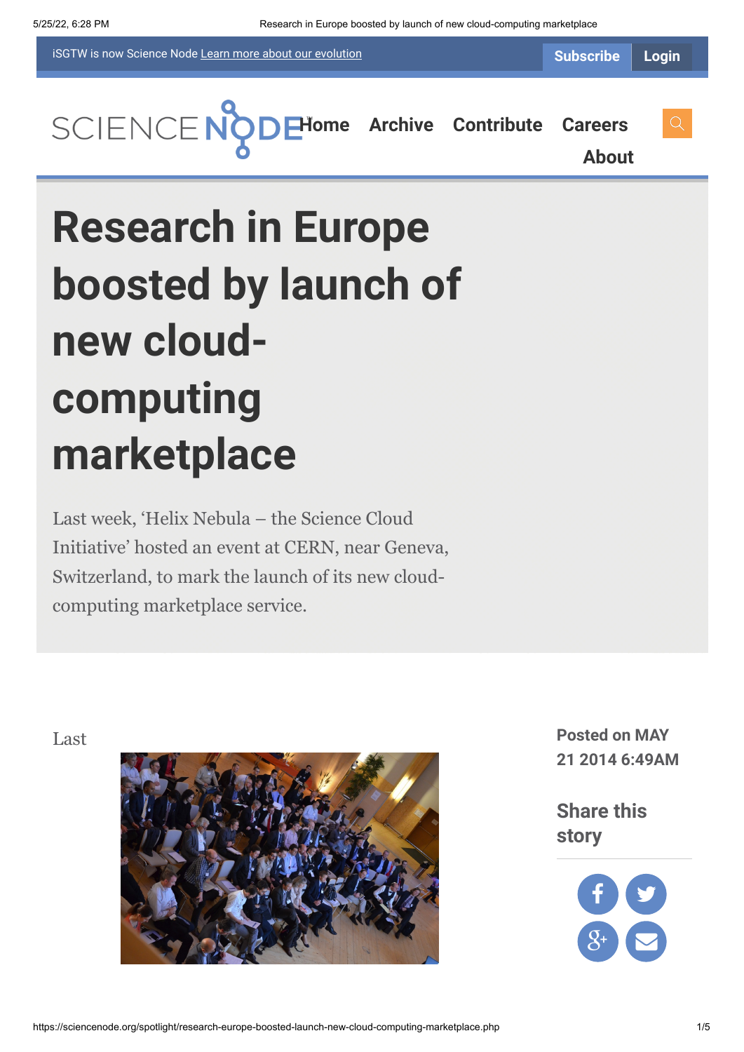iSGTW is now Science Node Learn more about our evolution

Subscribe Login

Home Archive Contribute Careers About

# Research in Europe boosted by launch of new cloud-computing marketplace

Last week, 'Helix Nebula – the Science Cloud Initiative' hosted an event at CERN, near Geneva, Switzerland, to mark the launch of its new cloud-computing marketplace service.

Last

**Posted on MAY 21 2014 6:49AM**

**Share this story**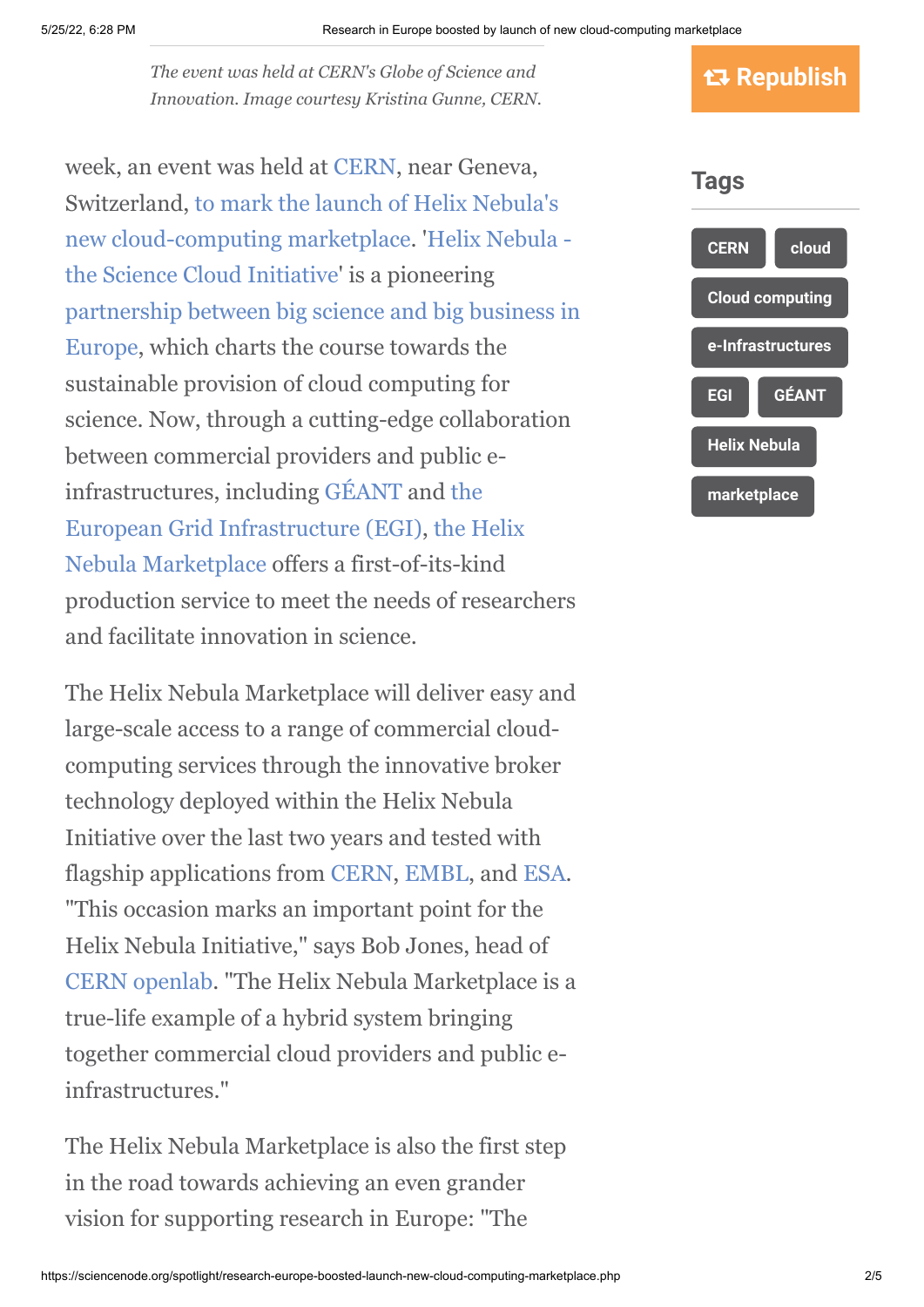*The event was held at CERN's Globe of Science and Innovation. Image courtesy Kristina Gunne, CERN.*

week, an event was held at CERN, near Geneva, Switzerland, to mark the launch of Helix Nebula's new cloud-computing marketplace. 'Helix Nebula - the Science Cloud Initiative' is a pioneering partnership between big science and big business in Europe, which charts the course towards the sustainable provision of cloud computing for science. Now, through a cutting-edge collaboration between commercial providers and public e-infrastructures, including GÉANT and the European Grid Infrastructure (EGI), the Helix Nebula Marketplace offers a first-of-its-kind production service to meet the needs of researchers and facilitate innovation in science.

The Helix Nebula Marketplace will deliver easy and large-scale access to a range of commercial cloud-computing services through the innovative broker technology deployed within the Helix Nebula Initiative over the last two years and tested with flagship applications from CERN, EMBL, and ESA. "This occasion marks an important point for the Helix Nebula Initiative," says Bob Jones, head of CERN openlab. "The Helix Nebula Marketplace is a true-life example of a hybrid system bringing together commercial cloud providers and public e-infrastructures."

The Helix Nebula Marketplace is also the first step in the road towards achieving an even grander vision for supporting research in Europe: "The

Republish

## Tags

- CERN
- cloud
- Cloud computing
- e-Infrastructures
- EGI
- GÉANT
- Helix Nebula
- marketplace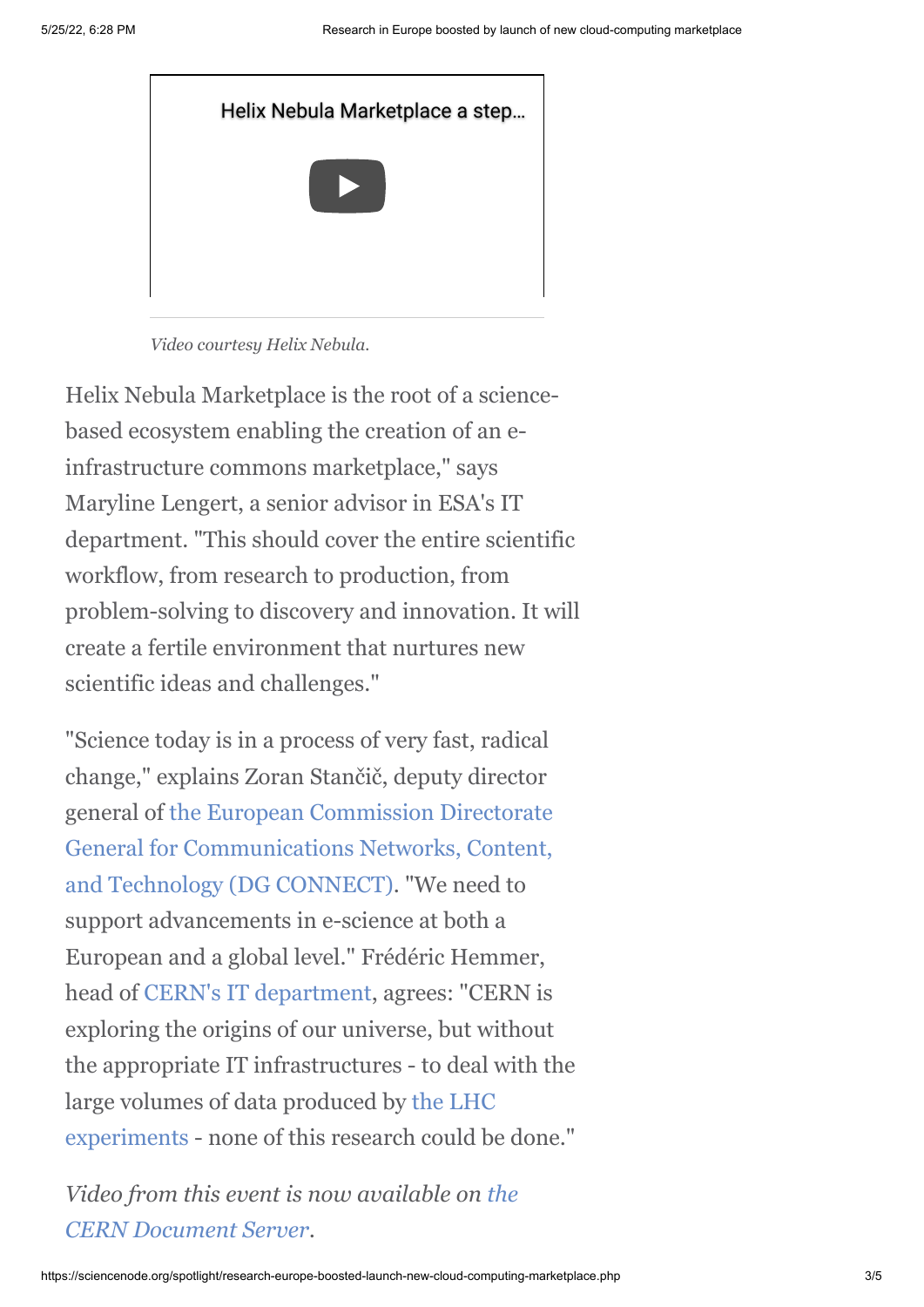Helix Nebula Marketplace a step...

*Video courtesy Helix Nebula.*

Helix Nebula Marketplace is the root of a science-based ecosystem enabling the creation of an e-infrastructure commons marketplace," says Maryline Lengert, a senior advisor in ESA's IT department. "This should cover the entire scientific workflow, from research to production, from problem-solving to discovery and innovation. It will create a fertile environment that nurtures new scientific ideas and challenges."

"Science today is in a process of very fast, radical change," explains Zoran Stančič, deputy director general of the European Commission Directorate General for Communications Networks, Content, and Technology (DG CONNECT). "We need to support advancements in e-science at both a European and a global level." Frédéric Hemmer, head of CERN's IT department, agrees: "CERN is exploring the origins of our universe, but without the appropriate IT infrastructures - to deal with the large volumes of data produced by the LHC experiments - none of this research could be done."

*Video from this event is now available on the CERN Document Server.*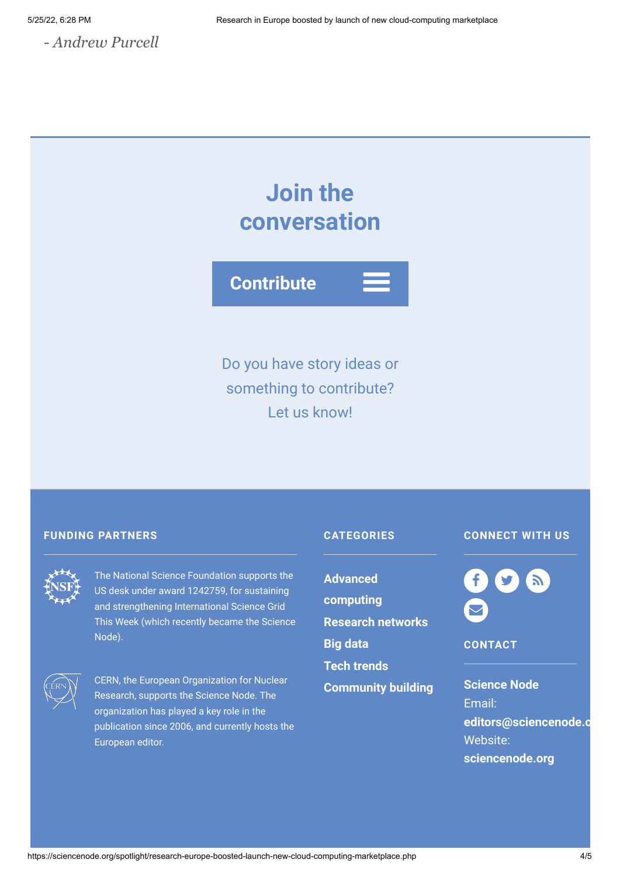*- Andrew Purcell*

## Join the conversation

**Contribute**

Do you have story ideas or something to contribute? Let us know!

**FUNDING PARTNERS**

The National Science Foundation supports the US desk under award 1242759, for sustaining and strengthening International Science Grid This Week (which recently became the Science Node).

CERN, the European Organization for Nuclear Research, supports the Science Node. The organization has played a key role in the publication since 2006, and currently hosts the European editor.

**CATEGORIES**

**Advanced computing**
**Research networks**
**Big data**
**Tech trends**
**Community building**

**CONNECT WITH US**

**CONTACT**

**Science Node**
Email:
**editors@sciencenode.o**
Website:
**sciencenode.org**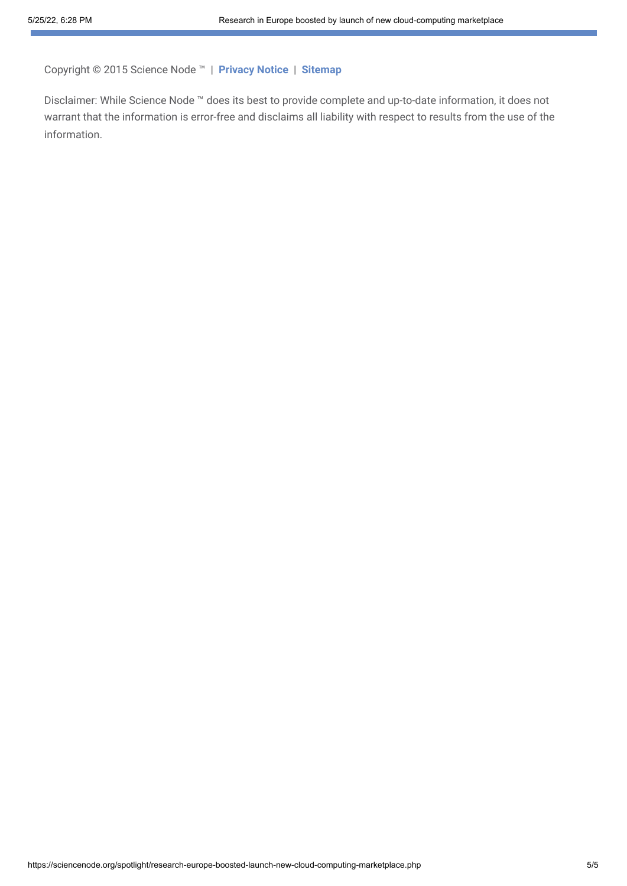Copyright © 2015 Science Node ™ | **Privacy Notice** | **Sitemap**

Disclaimer: While Science Node ™ does its best to provide complete and up-to-date information, it does not warrant that the information is error-free and disclaims all liability with respect to results from the use of the information.